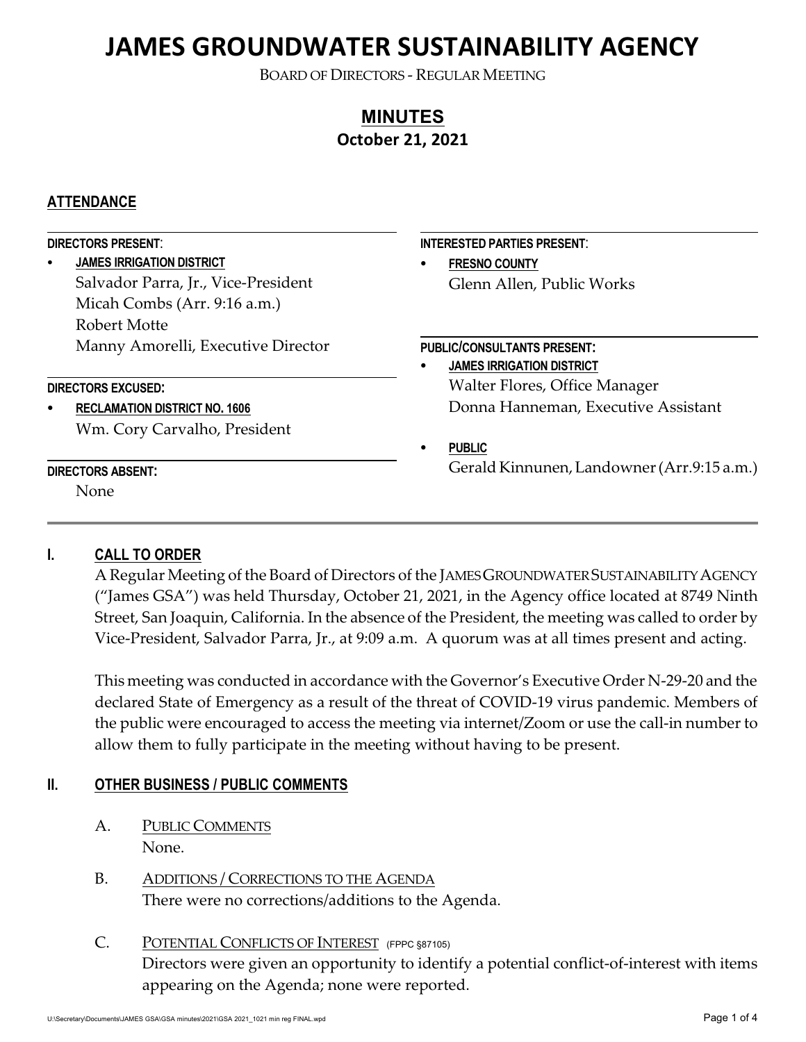# JAMES GROUNDWATER SUSTAINABILITY AGENCY

BOARD OF DIRECTORS - REGULAR MEETING

## MINUTES

**October 21, 2021**

## ATTENDANCE

**DIRECTORS PRESENT:**

- **JAMES IRRIGATION DISTRICT**
  Salvador Parra, Jr., Vice-President
  Micah Combs (Arr. 9:16 a.m.)
  Robert Motte
  Manny Amorelli, Executive Director

**DIRECTORS EXCUSED:**

- **RECLAMATION DISTRICT NO. 1606**
  Wm. Cory Carvalho, President

**DIRECTORS ABSENT:**

None

**INTERESTED PARTIES PRESENT:**

- **FRESNO COUNTY**
  Glenn Allen, Public Works

**PUBLIC/CONSULTANTS PRESENT:**

- **JAMES IRRIGATION DISTRICT**
  Walter Flores, Office Manager
  Donna Hanneman, Executive Assistant
- **PUBLIC**
  Gerald Kinnunen, Landowner (Arr.9:15 a.m.)

## I. CALL TO ORDER

A Regular Meeting of the Board of Directors of the JAMES GROUNDWATER SUSTAINABILITY AGENCY ("James GSA") was held Thursday, October 21, 2021, in the Agency office located at 8749 Ninth Street, San Joaquin, California. In the absence of the President, the meeting was called to order by Vice-President, Salvador Parra, Jr., at 9:09 a.m. A quorum was at all times present and acting.

This meeting was conducted in accordance with the Governor's Executive Order N-29-20 and the declared State of Emergency as a result of the threat of COVID-19 virus pandemic. Members of the public were encouraged to access the meeting via internet/Zoom or use the call-in number to allow them to fully participate in the meeting without having to be present.

## II. OTHER BUSINESS / PUBLIC COMMENTS

A. PUBLIC COMMENTS
None.

B. ADDITIONS / CORRECTIONS TO THE AGENDA
There were no corrections/additions to the Agenda.

C. POTENTIAL CONFLICTS OF INTEREST (FPPC §87105)
Directors were given an opportunity to identify a potential conflict-of-interest with items appearing on the Agenda; none were reported.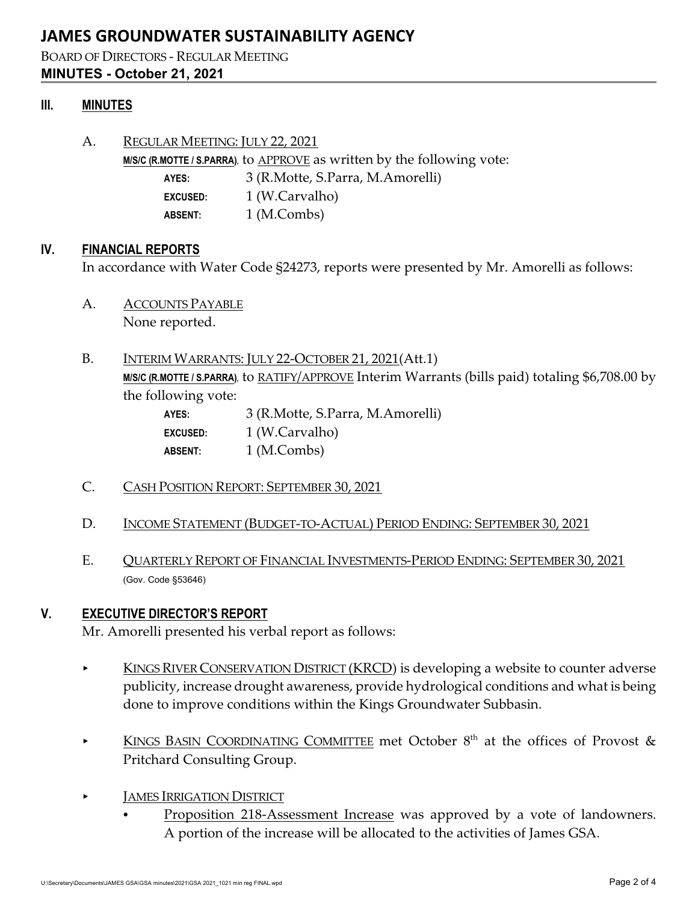## III. MINUTES

A. REGULAR MEETING: JULY 22, 2021

**M/S/C (R.MOTTE / S.PARRA)**, to APPROVE as written by the following vote:

| | |
|---|---|
| **AYES:** | 3 (R.Motte, S.Parra, M.Amorelli) |
| **EXCUSED:** | 1 (W.Carvalho) |
| **ABSENT:** | 1 (M.Combs) |

## IV. FINANCIAL REPORTS

In accordance with Water Code §24273, reports were presented by Mr. Amorelli as follows:

A. ACCOUNTS PAYABLE

None reported.

B. INTERIM WARRANTS: JULY 22-OCTOBER 21, 2021(Att.1)

**M/S/C (R.MOTTE / S.PARRA)**, to RATIFY/APPROVE Interim Warrants (bills paid) totaling $6,708.00 by the following vote:

| | |
|---|---|
| **AYES:** | 3 (R.Motte, S.Parra, M.Amorelli) |
| **EXCUSED:** | 1 (W.Carvalho) |
| **ABSENT:** | 1 (M.Combs) |

C. CASH POSITION REPORT: SEPTEMBER 30, 2021

D. INCOME STATEMENT (BUDGET-TO-ACTUAL) PERIOD ENDING: SEPTEMBER 30, 2021

E. QUARTERLY REPORT OF FINANCIAL INVESTMENTS-PERIOD ENDING: SEPTEMBER 30, 2021 (Gov. Code §53646)

## V. EXECUTIVE DIRECTOR'S REPORT

Mr. Amorelli presented his verbal report as follows:

- KINGS RIVER CONSERVATION DISTRICT (KRCD) is developing a website to counter adverse publicity, increase drought awareness, provide hydrological conditions and what is being done to improve conditions within the Kings Groundwater Subbasin.

- KINGS BASIN COORDINATING COMMITTEE met October 8th at the offices of Provost & Pritchard Consulting Group.

- JAMES IRRIGATION DISTRICT
  - Proposition 218-Assessment Increase was approved by a vote of landowners. A portion of the increase will be allocated to the activities of James GSA.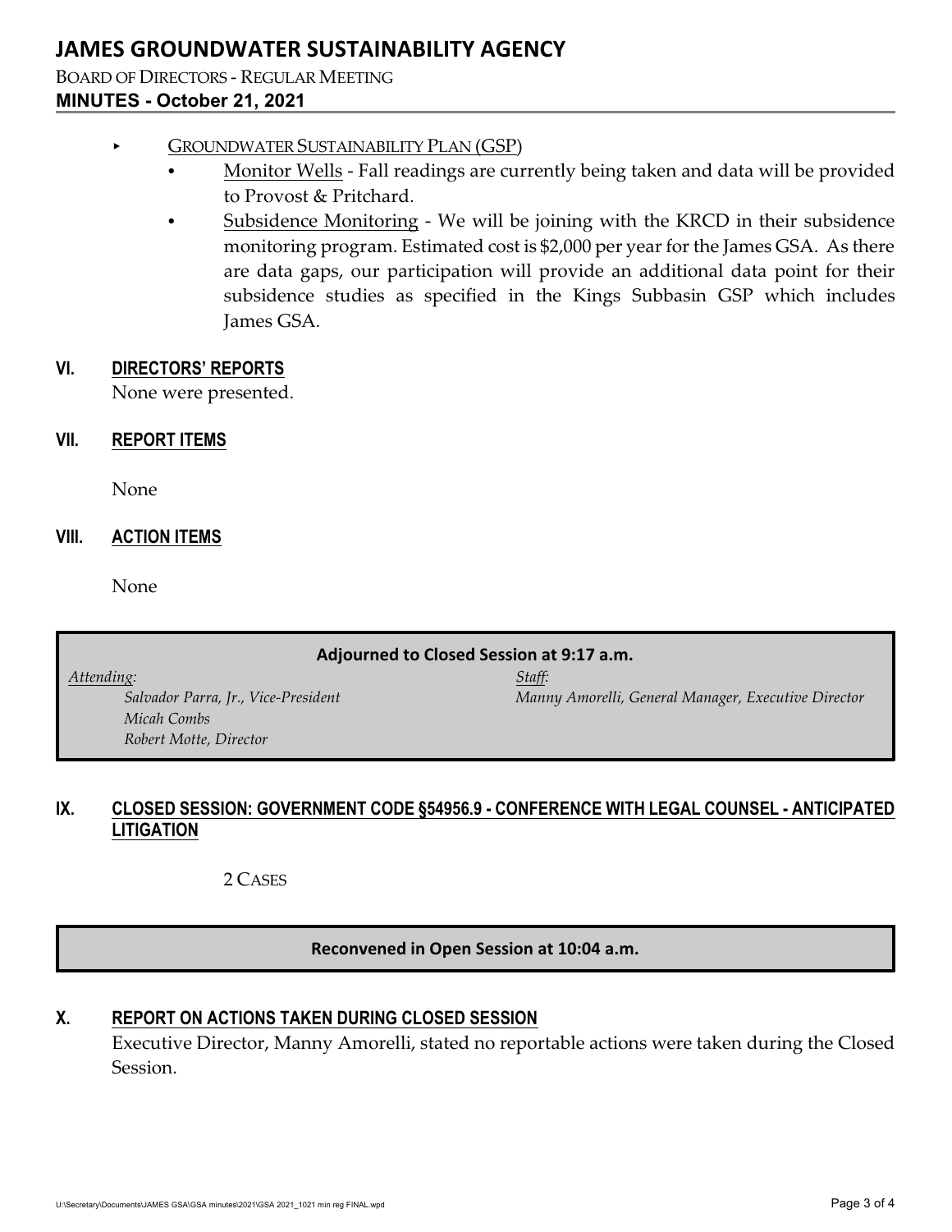- GROUNDWATER SUSTAINABILITY PLAN (GSP)
  - Monitor Wells - Fall readings are currently being taken and data will be provided to Provost & Pritchard.
  - Subsidence Monitoring - We will be joining with the KRCD in their subsidence monitoring program. Estimated cost is $2,000 per year for the James GSA. As there are data gaps, our participation will provide an additional data point for their subsidence studies as specified in the Kings Subbasin GSP which includes James GSA.

## VI. DIRECTORS' REPORTS

None were presented.

## VII. REPORT ITEMS

None

## VIII. ACTION ITEMS

None

**Adjourned to Closed Session at 9:17 a.m.**

*Attending:*
- *Salvador Parra, Jr., Vice-President*
- *Micah Combs*
- *Robert Motte, Director*

*Staff:*
- *Manny Amorelli, General Manager, Executive Director*

## IX. CLOSED SESSION: GOVERNMENT CODE §54956.9 - CONFERENCE WITH LEGAL COUNSEL - ANTICIPATED LITIGATION

2 CASES

**Reconvened in Open Session at 10:04 a.m.**

## X. REPORT ON ACTIONS TAKEN DURING CLOSED SESSION

Executive Director, Manny Amorelli, stated no reportable actions were taken during the Closed Session.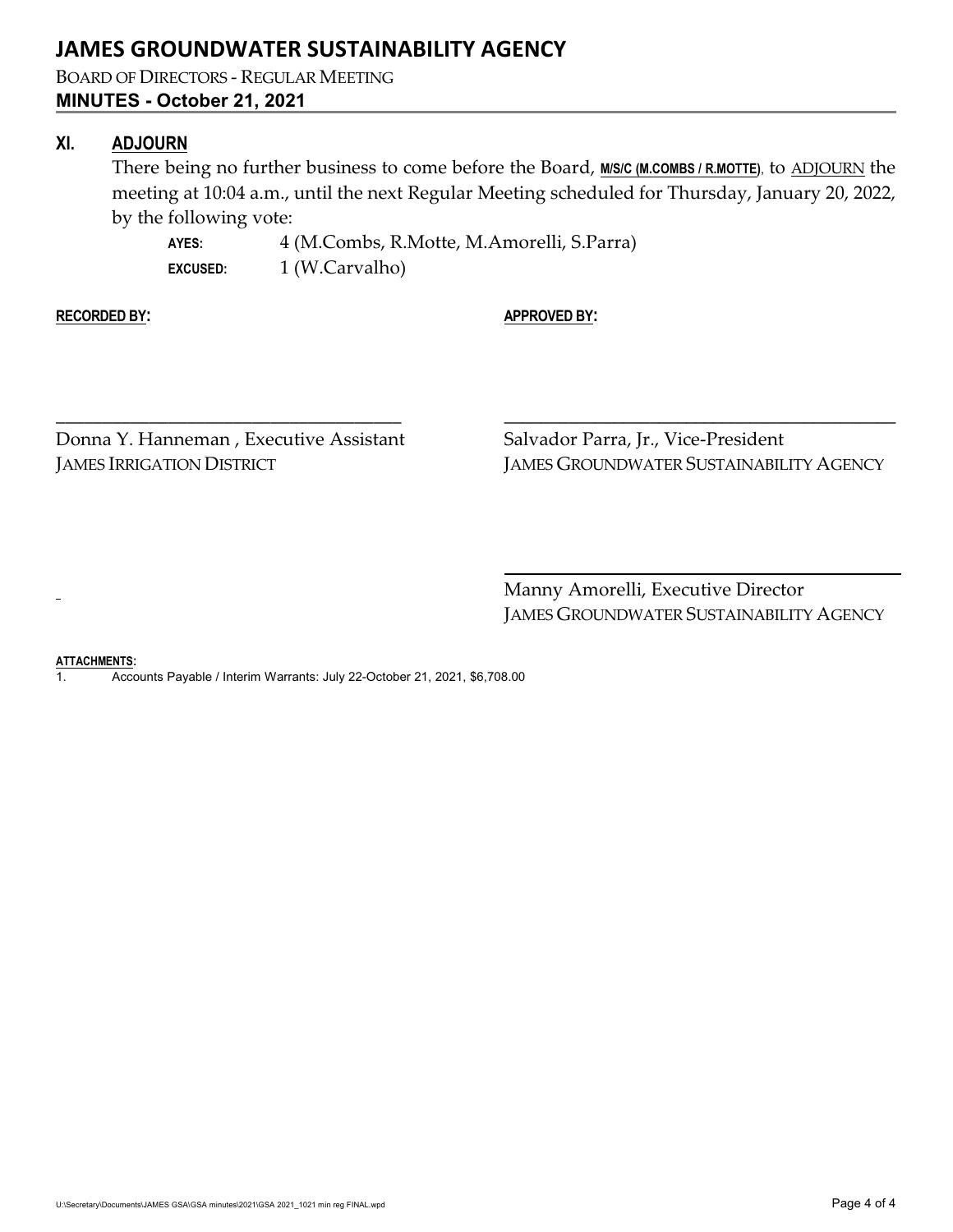## XI. ADJOURN

There being no further business to come before the Board, **M/S/C (M.COMBS / R.MOTTE)**, to ADJOURN the meeting at 10:04 a.m., until the next Regular Meeting scheduled for Thursday, January 20, 2022, by the following vote:

**AYES:** 4 (M.Combs, R.Motte, M.Amorelli, S.Parra)

**EXCUSED:** 1 (W.Carvalho)

**RECORDED BY:**

______________________________________

Donna Y. Hanneman , Executive Assistant
JAMES IRRIGATION DISTRICT

**APPROVED BY:**

______________________________________

Salvador Parra, Jr., Vice-President
JAMES GROUNDWATER SUSTAINABILITY AGENCY

______________________________________

Manny Amorelli, Executive Director
JAMES GROUNDWATER SUSTAINABILITY AGENCY

**ATTACHMENTS:**

1. Accounts Payable / Interim Warrants: July 22-October 21, 2021, $6,708.00

U:\Secretary\Documents\JAMES GSA\GSA minutes\2021\GSA 2021_1021 min reg FINAL.wpd